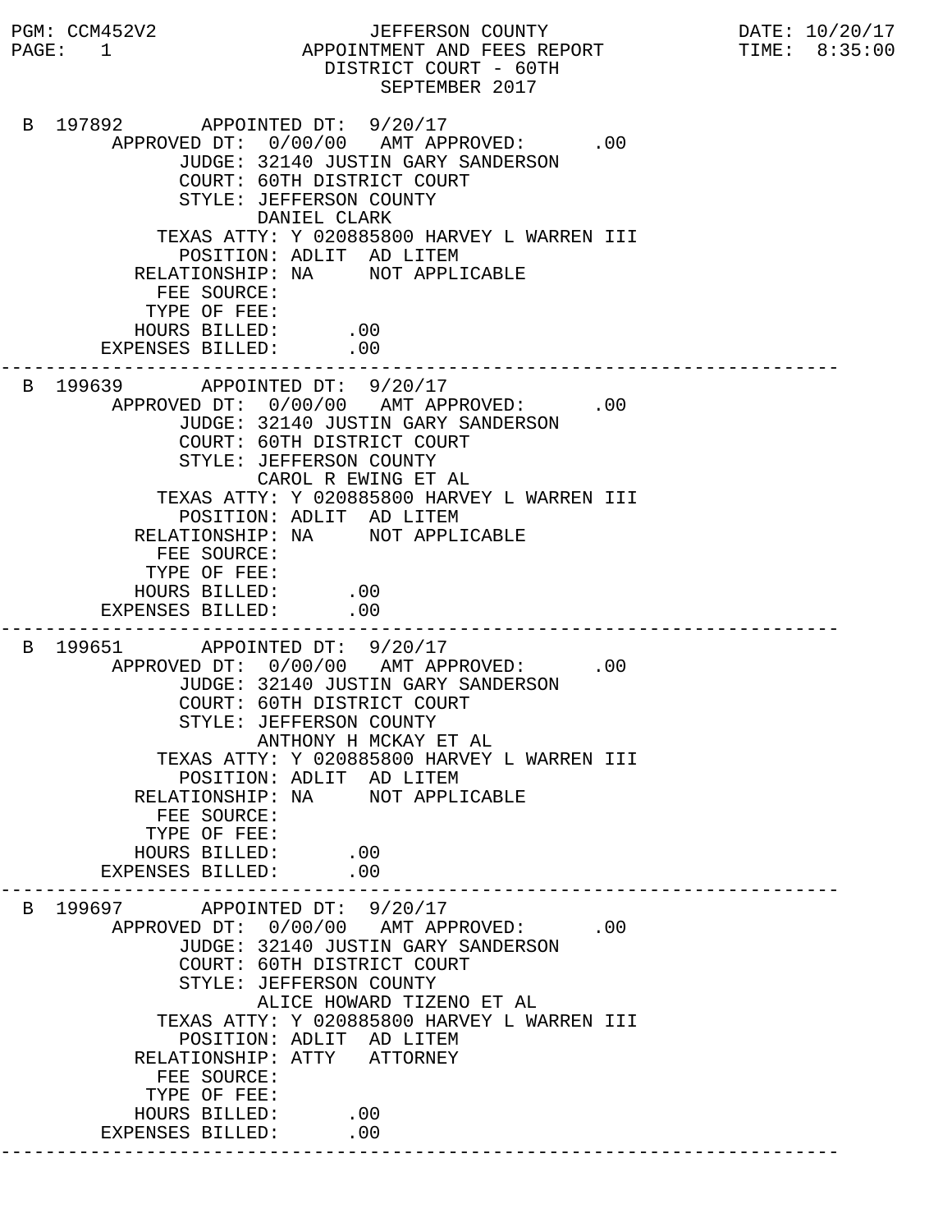PGM: CCM452V2 JEFFERSON COUNTY DATE: 10/20/17
PAGE: 1 APPOINTMENT AND FEES REPORT TIME: 8:35:00

# JEFFERSON COUNTY
## APPOINTMENT AND FEES REPORT
### DISTRICT COURT - 60TH
### SEPTEMBER 2017

```
 B 197892       APPOINTED DT:  9/20/17
        APPROVED DT:  0/00/00   AMT APPROVED:      .00
              JUDGE: 32140 JUSTIN GARY SANDERSON
              COURT: 60TH DISTRICT COURT
              STYLE: JEFFERSON COUNTY
                     DANIEL CLARK
            TEXAS ATTY: Y 020885800 HARVEY L WARREN III
              POSITION: ADLIT  AD LITEM
          RELATIONSHIP: NA     NOT APPLICABLE
            FEE SOURCE:
           TYPE OF FEE:
          HOURS BILLED:      .00
        EXPENSES BILLED:      .00
---------------------------------------------------------------------------
 B 199639       APPOINTED DT:  9/20/17
        APPROVED DT:  0/00/00   AMT APPROVED:      .00
              JUDGE: 32140 JUSTIN GARY SANDERSON
              COURT: 60TH DISTRICT COURT
              STYLE: JEFFERSON COUNTY
                     CAROL R EWING ET AL
            TEXAS ATTY: Y 020885800 HARVEY L WARREN III
              POSITION: ADLIT  AD LITEM
          RELATIONSHIP: NA     NOT APPLICABLE
            FEE SOURCE:
           TYPE OF FEE:
          HOURS BILLED:      .00
        EXPENSES BILLED:      .00
---------------------------------------------------------------------------
 B 199651       APPOINTED DT:  9/20/17
        APPROVED DT:  0/00/00   AMT APPROVED:      .00
              JUDGE: 32140 JUSTIN GARY SANDERSON
              COURT: 60TH DISTRICT COURT
              STYLE: JEFFERSON COUNTY
                     ANTHONY H MCKAY ET AL
            TEXAS ATTY: Y 020885800 HARVEY L WARREN III
              POSITION: ADLIT  AD LITEM
          RELATIONSHIP: NA     NOT APPLICABLE
            FEE SOURCE:
           TYPE OF FEE:
          HOURS BILLED:      .00
        EXPENSES BILLED:      .00
---------------------------------------------------------------------------
 B 199697       APPOINTED DT:  9/20/17
        APPROVED DT:  0/00/00   AMT APPROVED:      .00
              JUDGE: 32140 JUSTIN GARY SANDERSON
              COURT: 60TH DISTRICT COURT
              STYLE: JEFFERSON COUNTY
                     ALICE HOWARD TIZENO ET AL
            TEXAS ATTY: Y 020885800 HARVEY L WARREN III
              POSITION: ADLIT  AD LITEM
          RELATIONSHIP: ATTY   ATTORNEY
            FEE SOURCE:
           TYPE OF FEE:
          HOURS BILLED:      .00
        EXPENSES BILLED:      .00
---------------------------------------------------------------------------
```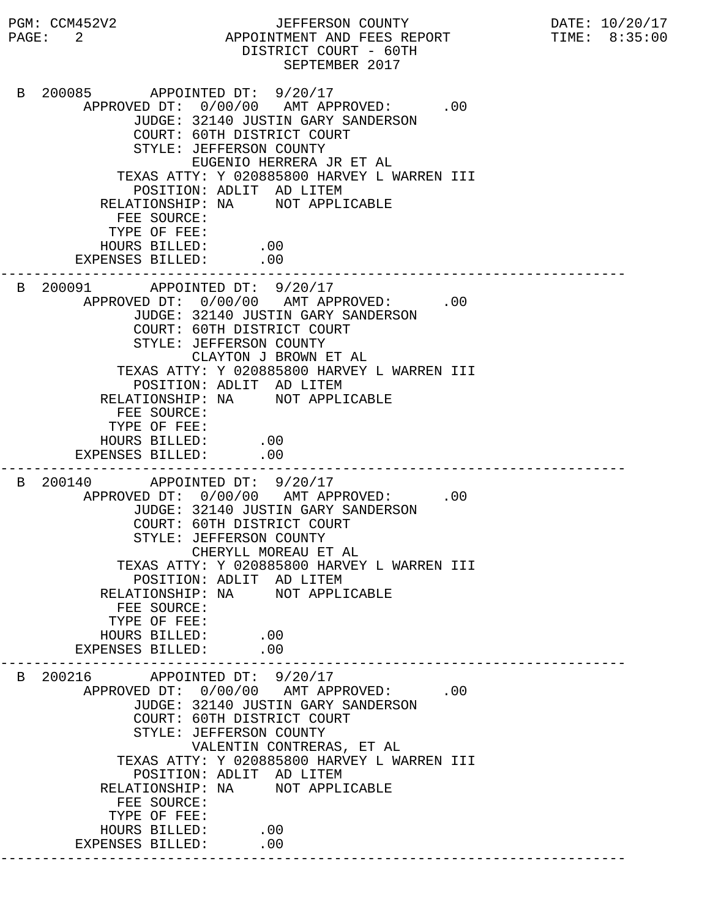PGM: CCM452V2 JEFFERSON COUNTY DATE: 10/20/17
PAGE: 2 APPOINTMENT AND FEES REPORT TIME: 8:35:00
DISTRICT COURT - 60TH
SEPTEMBER 2017

```
 B 200085       APPOINTED DT:  9/20/17
        APPROVED DT:  0/00/00   AMT APPROVED:      .00
              JUDGE: 32140 JUSTIN GARY SANDERSON
              COURT: 60TH DISTRICT COURT
              STYLE: JEFFERSON COUNTY
                     EUGENIO HERRERA JR ET AL
            TEXAS ATTY: Y 020885800 HARVEY L WARREN III
              POSITION: ADLIT  AD LITEM
          RELATIONSHIP: NA     NOT APPLICABLE
            FEE SOURCE:
           TYPE OF FEE:
          HOURS BILLED:      .00
        EXPENSES BILLED:     .00
---------------------------------------------------------------------------
 B 200091       APPOINTED DT:  9/20/17
        APPROVED DT:  0/00/00   AMT APPROVED:      .00
              JUDGE: 32140 JUSTIN GARY SANDERSON
              COURT: 60TH DISTRICT COURT
              STYLE: JEFFERSON COUNTY
                     CLAYTON J BROWN ET AL
            TEXAS ATTY: Y 020885800 HARVEY L WARREN III
              POSITION: ADLIT  AD LITEM
          RELATIONSHIP: NA     NOT APPLICABLE
            FEE SOURCE:
           TYPE OF FEE:
          HOURS BILLED:      .00
        EXPENSES BILLED:     .00
---------------------------------------------------------------------------
 B 200140       APPOINTED DT:  9/20/17
        APPROVED DT:  0/00/00   AMT APPROVED:      .00
              JUDGE: 32140 JUSTIN GARY SANDERSON
              COURT: 60TH DISTRICT COURT
              STYLE: JEFFERSON COUNTY
                     CHERYLL MOREAU ET AL
            TEXAS ATTY: Y 020885800 HARVEY L WARREN III
              POSITION: ADLIT  AD LITEM
          RELATIONSHIP: NA     NOT APPLICABLE
            FEE SOURCE:
           TYPE OF FEE:
          HOURS BILLED:      .00
        EXPENSES BILLED:     .00
---------------------------------------------------------------------------
 B 200216       APPOINTED DT:  9/20/17
        APPROVED DT:  0/00/00   AMT APPROVED:      .00
              JUDGE: 32140 JUSTIN GARY SANDERSON
              COURT: 60TH DISTRICT COURT
              STYLE: JEFFERSON COUNTY
                     VALENTIN CONTRERAS, ET AL
            TEXAS ATTY: Y 020885800 HARVEY L WARREN III
              POSITION: ADLIT  AD LITEM
          RELATIONSHIP: NA     NOT APPLICABLE
            FEE SOURCE:
           TYPE OF FEE:
          HOURS BILLED:      .00
        EXPENSES BILLED:     .00
---------------------------------------------------------------------------
```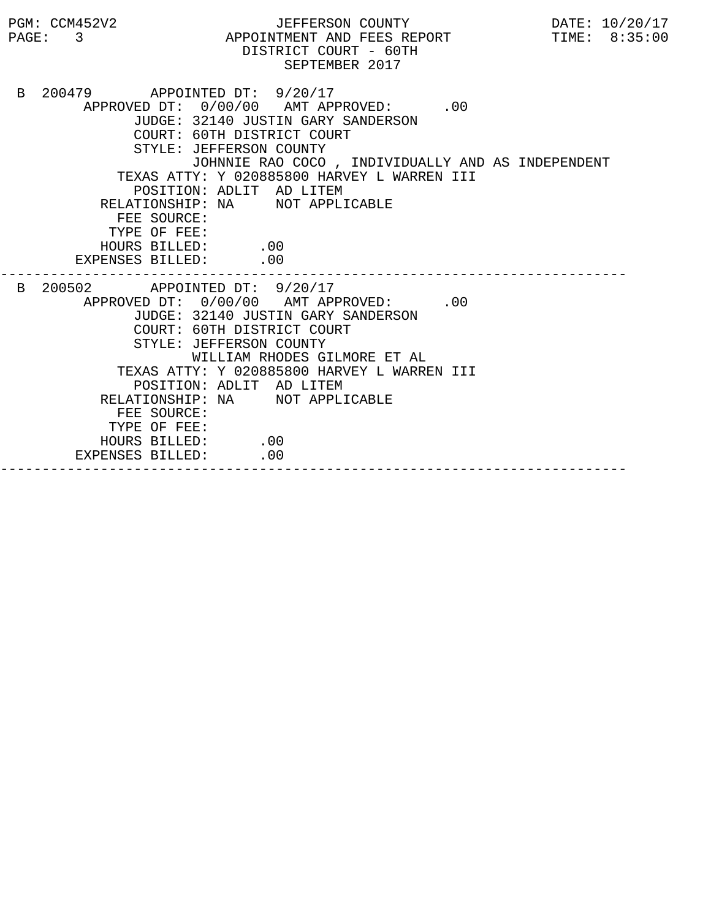JEFFERSON COUNTY
APPOINTMENT AND FEES REPORT
DISTRICT COURT - 60TH
SEPTEMBER 2017

PGM: CCM452V2
DATE: 10/20/17
TIME: 8:35:00

```
B 200479       APPOINTED DT:  9/20/17
        APPROVED DT:  0/00/00   AMT APPROVED:      .00
              JUDGE: 32140 JUSTIN GARY SANDERSON
              COURT: 60TH DISTRICT COURT
              STYLE: JEFFERSON COUNTY
                     JOHNNIE RAO COCO , INDIVIDUALLY AND AS INDEPENDENT
            TEXAS ATTY: Y 020885800 HARVEY L WARREN III
              POSITION: ADLIT  AD LITEM
          RELATIONSHIP: NA     NOT APPLICABLE
            FEE SOURCE:
           TYPE OF FEE:
          HOURS BILLED:      .00
        EXPENSES BILLED:      .00
---------------------------------------------------------------------------
B 200502       APPOINTED DT:  9/20/17
        APPROVED DT:  0/00/00   AMT APPROVED:      .00
              JUDGE: 32140 JUSTIN GARY SANDERSON
              COURT: 60TH DISTRICT COURT
              STYLE: JEFFERSON COUNTY
                     WILLIAM RHODES GILMORE ET AL
            TEXAS ATTY: Y 020885800 HARVEY L WARREN III
              POSITION: ADLIT  AD LITEM
          RELATIONSHIP: NA     NOT APPLICABLE
            FEE SOURCE:
           TYPE OF FEE:
          HOURS BILLED:      .00
        EXPENSES BILLED:      .00
---------------------------------------------------------------------------
```